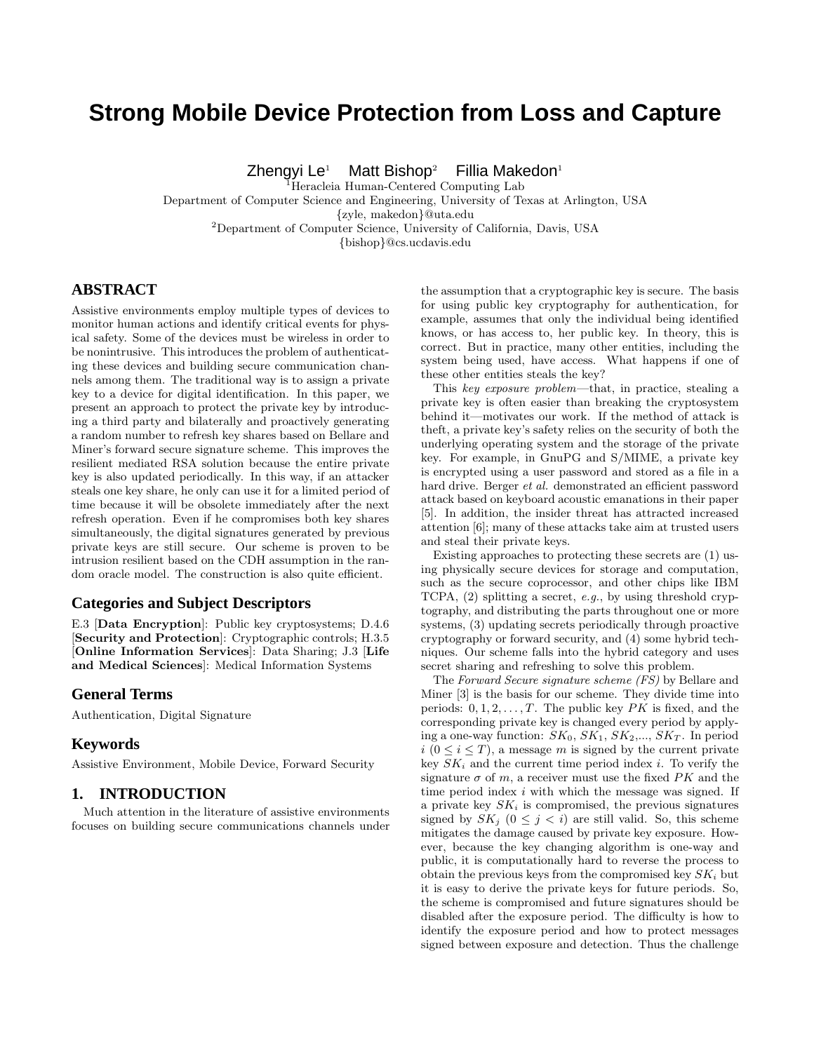# Strong Mobile Device Protection from Loss and Capture

Zhengyi Le[1] Matt Bishop[2] Fillia Makedon[1]

[1]Heracleia Human-Centered Computing Lab
Department of Computer Science and Engineering, University of Texas at Arlington, USA
{zyle, makedon}@uta.edu
[2]Department of Computer Science, University of California, Davis, USA
{bishop}@cs.ucdavis.edu

## ABSTRACT

Assistive environments employ multiple types of devices to monitor human actions and identify critical events for physical safety. Some of the devices must be wireless in order to be nonintrusive. This introduces the problem of authenticating these devices and building secure communication channels among them. The traditional way is to assign a private key to a device for digital identification. In this paper, we present an approach to protect the private key by introducing a third party and bilaterally and proactively generating a random number to refresh key shares based on Bellare and Miner's forward secure signature scheme. This improves the resilient mediated RSA solution because the entire private key is also updated periodically. In this way, if an attacker steals one key share, he only can use it for a limited period of time because it will be obsolete immediately after the next refresh operation. Even if he compromises both key shares simultaneously, the digital signatures generated by previous private keys are still secure. Our scheme is proven to be intrusion resilient based on the CDH assumption in the random oracle model. The construction is also quite efficient.

## Categories and Subject Descriptors

E.3 [**Data Encryption**]: Public key cryptosystems; D.4.6 [**Security and Protection**]: Cryptographic controls; H.3.5 [**Online Information Services**]: Data Sharing; J.3 [**Life and Medical Sciences**]: Medical Information Systems

## General Terms

Authentication, Digital Signature

## Keywords

Assistive Environment, Mobile Device, Forward Security

## 1. INTRODUCTION

Much attention in the literature of assistive environments focuses on building secure communications channels under the assumption that a cryptographic key is secure. The basis for using public key cryptography for authentication, for example, assumes that only the individual being identified knows, or has access to, her public key. In theory, this is correct. But in practice, many other entities, including the system being used, have access. What happens if one of these other entities steals the key?

This *key exposure problem*—that, in practice, stealing a private key is often easier than breaking the cryptosystem behind it—motivates our work. If the method of attack is theft, a private key's safety relies on the security of both the underlying operating system and the storage of the private key. For example, in GnuPG and S/MIME, a private key is encrypted using a user password and stored as a file in a hard drive. Berger *et al.* demonstrated an efficient password attack based on keyboard acoustic emanations in their paper [5]. In addition, the insider threat has attracted increased attention [6]; many of these attacks take aim at trusted users and steal their private keys.

Existing approaches to protecting these secrets are (1) using physically secure devices for storage and computation, such as the secure coprocessor, and other chips like IBM TCPA, (2) splitting a secret, *e.g.*, by using threshold cryptography, and distributing the parts throughout one or more systems, (3) updating secrets periodically through proactive cryptography or forward security, and (4) some hybrid techniques. Our scheme falls into the hybrid category and uses secret sharing and refreshing to solve this problem.

The *Forward Secure signature scheme (FS)* by Bellare and Miner [3] is the basis for our scheme. They divide time into periods: $0, 1, 2, \ldots, T$. The public key $PK$ is fixed, and the corresponding private key is changed every period by applying a one-way function: $SK_0$, $SK_1$, $SK_2$,..., $SK_T$. In period $i$ ($0 \leq i \leq T$), a message $m$ is signed by the current private key $SK_i$ and the current time period index $i$. To verify the signature $\sigma$ of $m$, a receiver must use the fixed $PK$ and the time period index $i$ with which the message was signed. If a private key $SK_i$ is compromised, the previous signatures signed by $SK_j$ ($0 \leq j < i$) are still valid. So, this scheme mitigates the damage caused by private key exposure. However, because the key changing algorithm is one-way and public, it is computationally hard to reverse the process to obtain the previous keys from the compromised key $SK_i$ but it is easy to derive the private keys for future periods. So, the scheme is compromised and future signatures should be disabled after the exposure period. The difficulty is how to identify the exposure period and how to protect messages signed between exposure and detection. Thus the challenge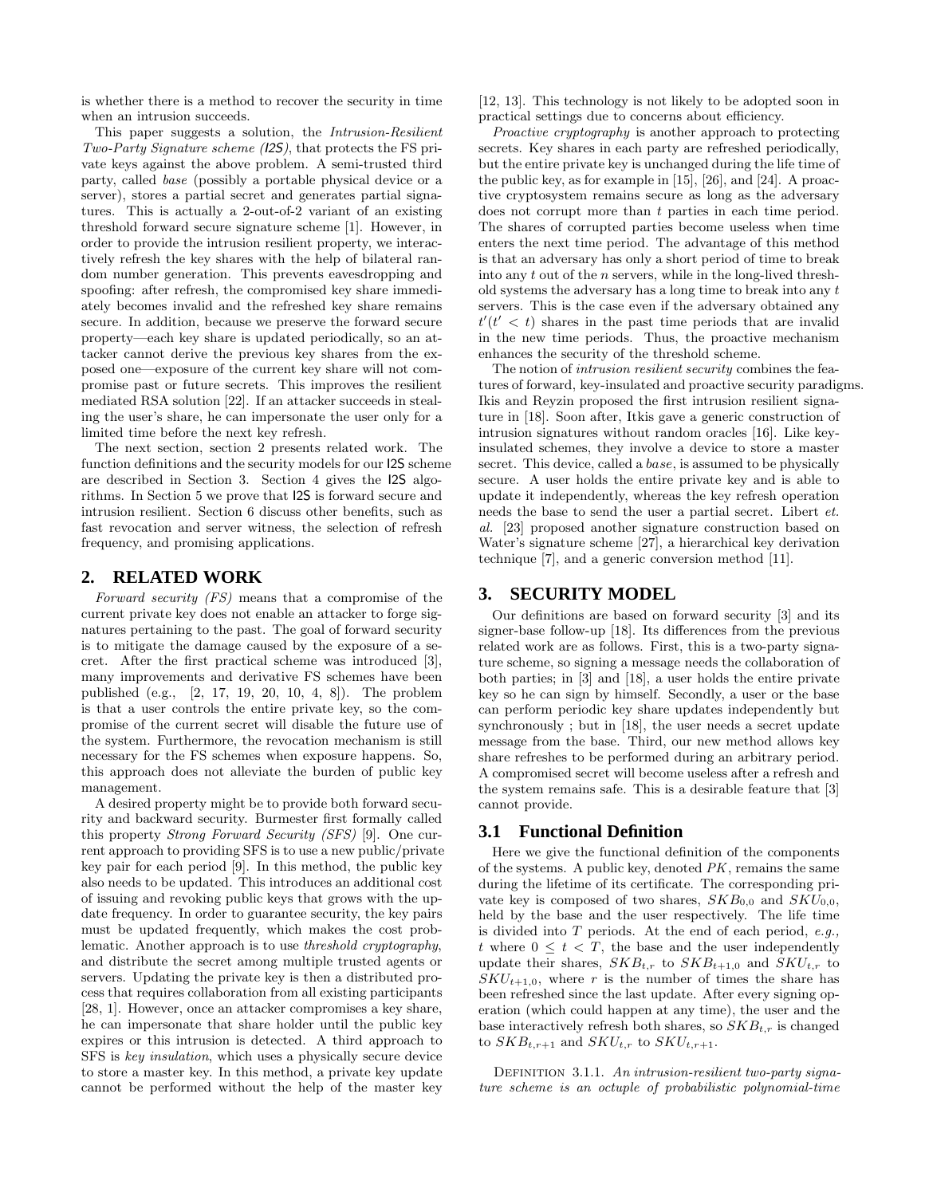is whether there is a method to recover the security in time when an intrusion succeeds.

This paper suggests a solution, the *Intrusion-Resilient Two-Party Signature scheme (I2S)*, that protects the FS private keys against the above problem. A semi-trusted third party, called *base* (possibly a portable physical device or a server), stores a partial secret and generates partial signatures. This is actually a 2-out-of-2 variant of an existing threshold forward secure signature scheme [1]. However, in order to provide the intrusion resilient property, we interactively refresh the key shares with the help of bilateral random number generation. This prevents eavesdropping and spoofing: after refresh, the compromised key share immediately becomes invalid and the refreshed key share remains secure. In addition, because we preserve the forward secure property—each key share is updated periodically, so an attacker cannot derive the previous key shares from the exposed one—exposure of the current key share will not compromise past or future secrets. This improves the resilient mediated RSA solution [22]. If an attacker succeeds in stealing the user's share, he can impersonate the user only for a limited time before the next key refresh.

The next section, section 2 presents related work. The function definitions and the security models for our I2S scheme are described in Section 3. Section 4 gives the I2S algorithms. In Section 5 we prove that I2S is forward secure and intrusion resilient. Section 6 discuss other benefits, such as fast revocation and server witness, the selection of refresh frequency, and promising applications.

## 2. RELATED WORK

*Forward security (FS)* means that a compromise of the current private key does not enable an attacker to forge signatures pertaining to the past. The goal of forward security is to mitigate the damage caused by the exposure of a secret. After the first practical scheme was introduced [3], many improvements and derivative FS schemes have been published (e.g., [2, 17, 19, 20, 10, 4, 8]). The problem is that a user controls the entire private key, so the compromise of the current secret will disable the future use of the system. Furthermore, the revocation mechanism is still necessary for the FS schemes when exposure happens. So, this approach does not alleviate the burden of public key management.

A desired property might be to provide both forward security and backward security. Burmester first formally called this property *Strong Forward Security (SFS)* [9]. One current approach to providing SFS is to use a new public/private key pair for each period [9]. In this method, the public key also needs to be updated. This introduces an additional cost of issuing and revoking public keys that grows with the update frequency. In order to guarantee security, the key pairs must be updated frequently, which makes the cost problematic. Another approach is to use *threshold cryptography*, and distribute the secret among multiple trusted agents or servers. Updating the private key is then a distributed process that requires collaboration from all existing participants [28, 1]. However, once an attacker compromises a key share, he can impersonate that share holder until the public key expires or this intrusion is detected. A third approach to SFS is *key insulation*, which uses a physically secure device to store a master key. In this method, a private key update cannot be performed without the help of the master key [12, 13]. This technology is not likely to be adopted soon in practical settings due to concerns about efficiency.

*Proactive cryptography* is another approach to protecting secrets. Key shares in each party are refreshed periodically, but the entire private key is unchanged during the life time of the public key, as for example in [15], [26], and [24]. A proactive cryptosystem remains secure as long as the adversary does not corrupt more than $t$ parties in each time period. The shares of corrupted parties become useless when time enters the next time period. The advantage of this method is that an adversary has only a short period of time to break into any $t$ out of the $n$ servers, while in the long-lived threshold systems the adversary has a long time to break into any $t$ servers. This is the case even if the adversary obtained any $t'(t' < t)$ shares in the past time periods that are invalid in the new time periods. Thus, the proactive mechanism enhances the security of the threshold scheme.

The notion of *intrusion resilient security* combines the features of forward, key-insulated and proactive security paradigms. Ikis and Reyzin proposed the first intrusion resilient signature in [18]. Soon after, Itkis gave a generic construction of intrusion signatures without random oracles [16]. Like key-insulated schemes, they involve a device to store a master secret. This device, called a *base*, is assumed to be physically secure. A user holds the entire private key and is able to update it independently, whereas the key refresh operation needs the base to send the user a partial secret. Libert *et. al.* [23] proposed another signature construction based on Water's signature scheme [27], a hierarchical key derivation technique [7], and a generic conversion method [11].

## 3. SECURITY MODEL

Our definitions are based on forward security [3] and its signer-base follow-up [18]. Its differences from the previous related work are as follows. First, this is a two-party signature scheme, so signing a message needs the collaboration of both parties; in [3] and [18], a user holds the entire private key so he can sign by himself. Secondly, a user or the base can perform periodic key share updates independently but synchronously ; but in [18], the user needs a secret update message from the base. Third, our new method allows key share refreshes to be performed during an arbitrary period. A compromised secret will become useless after a refresh and the system remains safe. This is a desirable feature that [3] cannot provide.

### 3.1 Functional Definition

Here we give the functional definition of the components of the systems. A public key, denoted $PK$, remains the same during the lifetime of its certificate. The corresponding private key is composed of two shares, $SKB_{0,0}$ and $SKU_{0,0}$, held by the base and the user respectively. The life time is divided into $T$ periods. At the end of each period, *e.g.*, $t$ where $0 \leq t < T$, the base and the user independently update their shares, $SKB_{t,r}$ to $SKB_{t+1,0}$ and $SKU_{t,r}$ to $SKU_{t+1,0}$, where $r$ is the number of times the share has been refreshed since the last update. After every signing operation (which could happen at any time), the user and the base interactively refresh both shares, so $SKB_{t,r}$ is changed to $SKB_{t,r+1}$ and $SKU_{t,r}$ to $SKU_{t,r+1}$.

Definition 3.1.1. *An intrusion-resilient two-party signature scheme is an octuple of probabilistic polynomial-time*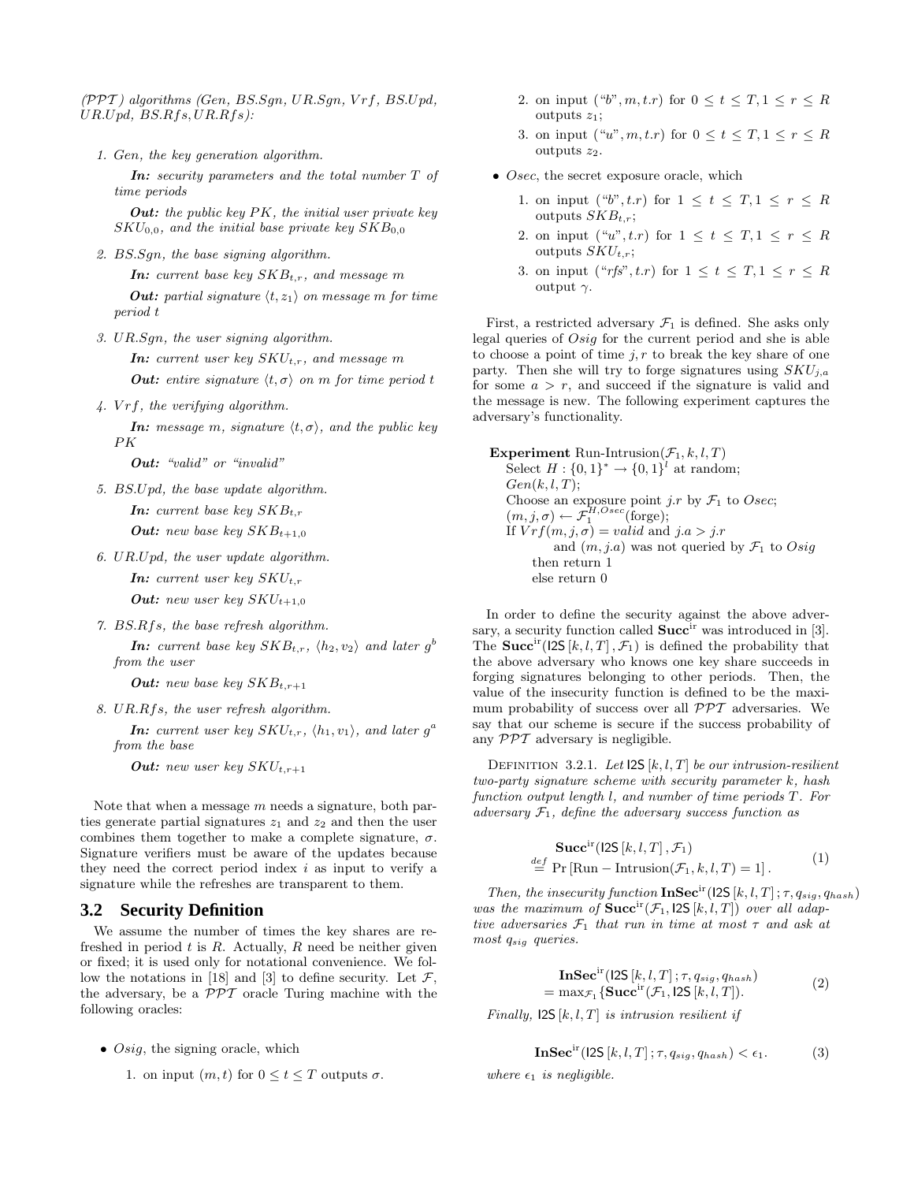($\mathcal{PPT}$) *algorithms (Gen, BS.Sgn, UR.Sgn, Vrf, BS.Upd, UR.Upd, BS.Rfs, UR.Rfs):*

1. *Gen, the key generation algorithm.*

   ***In:*** *security parameters and the total number $T$ of time periods*

   ***Out:*** *the public key $PK$, the initial user private key $SKU_{0,0}$, and the initial base private key $SKB_{0,0}$*

2. *BS.Sgn, the base signing algorithm.*

   ***In:*** *current base key $SKB_{t,r}$, and message $m$*

   ***Out:*** *partial signature $\langle t, z_1\rangle$ on message $m$ for time period $t$*

3. *UR.Sgn, the user signing algorithm.*

   ***In:*** *current user key $SKU_{t,r}$, and message $m$*

   ***Out:*** *entire signature $\langle t, \sigma\rangle$ on $m$ for time period $t$*

4. *Vrf, the verifying algorithm.*

   ***In:*** *message $m$, signature $\langle t, \sigma\rangle$, and the public key $PK$*

   ***Out:*** *"valid" or "invalid"*

5. *BS.Upd, the base update algorithm.*

   ***In:*** *current base key $SKB_{t,r}$*

   ***Out:*** *new base key $SKB_{t+1,0}$*

6. *UR.Upd, the user update algorithm.*

   ***In:*** *current user key $SKU_{t,r}$*

   ***Out:*** *new user key $SKU_{t+1,0}$*

7. *BS.Rfs, the base refresh algorithm.*

   ***In:*** *current base key $SKB_{t,r}$, $\langle h_2, v_2\rangle$ and later $g^b$ from the user*

   ***Out:*** *new base key $SKB_{t,r+1}$*

8. *UR.Rfs, the user refresh algorithm.*

   ***In:*** *current user key $SKU_{t,r}$, $\langle h_1, v_1\rangle$, and later $g^a$ from the base*

   ***Out:*** *new user key $SKU_{t,r+1}$*

Note that when a message $m$ needs a signature, both parties generate partial signatures $z_1$ and $z_2$ and then the user combines them together to make a complete signature, $\sigma$. Signature verifiers must be aware of the updates because they need the correct period index $i$ as input to verify a signature while the refreshes are transparent to them.

## 3.2 Security Definition

We assume the number of times the key shares are refreshed in period $t$ is $R$. Actually, $R$ need be neither given or fixed; it is used only for notational convenience. We follow the notations in [18] and [3] to define security. Let $\mathcal{F}$, the adversary, be a $\mathcal{PPT}$ oracle Turing machine with the following oracles:

- *Osig*, the signing oracle, which
  1. on input $(m, t)$ for $0 \le t \le T$ outputs $\sigma$.
  2. on input ("$b$", $m, t.r$) for $0 \le t \le T, 1 \le r \le R$ outputs $z_1$;
  3. on input ("$u$", $m, t.r$) for $0 \le t \le T, 1 \le r \le R$ outputs $z_2$.
- *Osec*, the secret exposure oracle, which
  1. on input ("$b$", $t.r$) for $1 \le t \le T, 1 \le r \le R$ outputs $SKB_{t,r}$;
  2. on input ("$u$", $t.r$) for $1 \le t \le T, 1 \le r \le R$ outputs $SKU_{t,r}$;
  3. on input ("$rfs$", $t.r$) for $1 \le t \le T, 1 \le r \le R$ output $\gamma$.

First, a restricted adversary $\mathcal{F}_1$ is defined. She asks only legal queries of *Osig* for the current period and she is able to choose a point of time $j, r$ to break the key share of one party. Then she will try to forge signatures using $SKU_{j,a}$ for some $a > r$, and succeed if the signature is valid and the message is new. The following experiment captures the adversary's functionality.

**Experiment** Run-Intrusion($\mathcal{F}_1, k, l, T$)
  Select $H : \{0,1\}^* \rightarrow \{0,1\}^l$ at random;
  $Gen(k, l, T)$;
  Choose an exposure point $j.r$ by $\mathcal{F}_1$ to *Osec*;
  $(m, j, \sigma) \leftarrow \mathcal{F}_1^{H,Osec}$(forge);
  If $Vrf(m, j, \sigma) = valid$ and $j.a > j.r$
    and $(m, j.a)$ was not queried by $\mathcal{F}_1$ to *Osig*
   then return 1
   else return 0

In order to define the security against the above adversary, a security function called $\mathbf{Succ}^{\text{ir}}$ was introduced in [3]. The $\mathbf{Succ}^{\text{ir}}(\mathsf{I2S}\,[k,l,T], \mathcal{F}_1)$ is defined the probability that the above adversary who knows one key share succeeds in forging signatures belonging to other periods. Then, the value of the insecurity function is defined to be the maximum probability of success over all $\mathcal{PPT}$ adversaries. We say that our scheme is secure if the success probability of any $\mathcal{PPT}$ adversary is negligible.

Definition 3.2.1. *Let $\mathsf{I2S}\,[k,l,T]$ be our intrusion-resilient two-party signature scheme with security parameter $k$, hash function output length $l$, and number of time periods $T$. For adversary $\mathcal{F}_1$, define the adversary success function as*

$$\begin{aligned} &\mathbf{Succ}^{\text{ir}}(\mathsf{I2S}\,[k,l,T], \mathcal{F}_1) \\ &\stackrel{def}{=} \Pr\left[\mathrm{Run-Intrusion}(\mathcal{F}_1, k, l, T) = 1\right]. \end{aligned} \tag{1}$$

*Then, the insecurity function $\mathbf{InSec}^{\text{ir}}(\mathsf{I2S}\,[k,l,T]; \tau, q_{sig}, q_{hash})$ was the maximum of $\mathbf{Succ}^{\text{ir}}(\mathcal{F}_1, \mathsf{I2S}\,[k,l,T])$ over all adaptive adversaries $\mathcal{F}_1$ that run in time at most $\tau$ and ask at most $q_{sig}$ queries.*

$$\begin{aligned} &\mathbf{InSec}^{\text{ir}}(\mathsf{I2S}\,[k,l,T]; \tau, q_{sig}, q_{hash}) \\ &= \max_{\mathcal{F}_1}\{\mathbf{Succ}^{\text{ir}}(\mathcal{F}_1, \mathsf{I2S}\,[k,l,T]). \end{aligned} \tag{2}$$

*Finally, $\mathsf{I2S}\,[k,l,T]$ is intrusion resilient if*

$$\mathbf{InSec}^{\text{ir}}(\mathsf{I2S}\,[k,l,T]; \tau, q_{sig}, q_{hash}) < \epsilon_1. \tag{3}$$

*where $\epsilon_1$ is negligible.*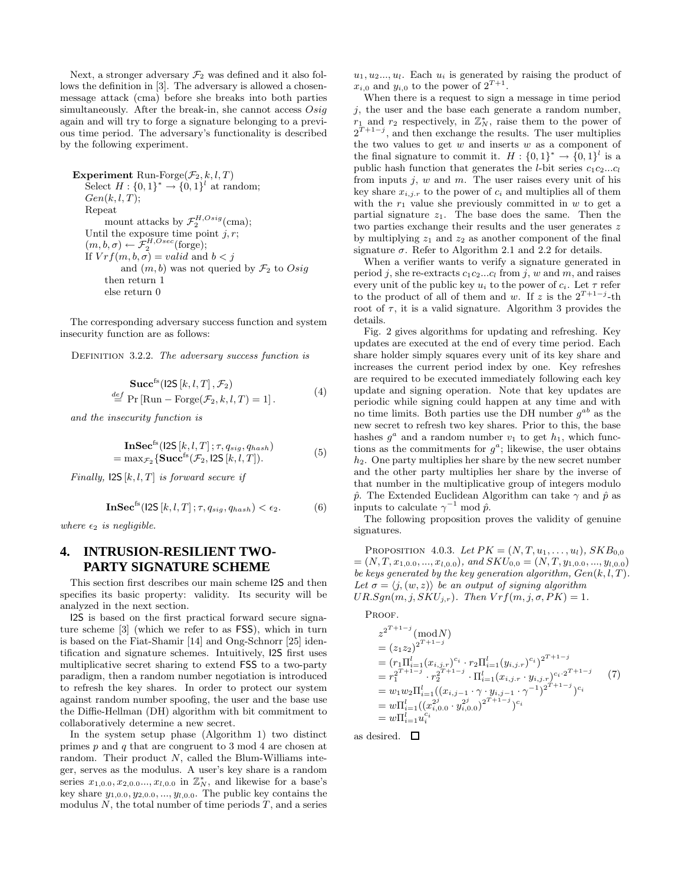Next, a stronger adversary $\mathcal{F}_2$ was defined and it also follows the definition in [3]. The adversary is allowed a chosen-message attack (cma) before she breaks into both parties simultaneously. After the break-in, she cannot access $Osig$ again and will try to forge a signature belonging to a previous time period. The adversary's functionality is described by the following experiment.

**Experiment** Run-Forge$(\mathcal{F}_2, k, l, T)$
  Select $H : \{0,1\}^* \rightarrow \{0,1\}^l$ at random;
  $Gen(k, l, T)$;
  Repeat
    mount attacks by $\mathcal{F}_2^{H,Osig}$(cma);
  Until the exposure time point $j, r$;
  $(m, b, \sigma) \leftarrow \mathcal{F}_2^{H,Osec}$(forge);
  If $Vrf(m, b, \sigma) = valid$ and $b < j$
    and $(m, b)$ was not queried by $\mathcal{F}_2$ to $Osig$
    then return 1
    else return 0

The corresponding adversary success function and system insecurity function are as follows:

Definition 3.2.2. *The adversary success function is*

$$\begin{aligned} &\mathbf{Succ}^{\text{fs}}(\mathsf{I2S}\,[k,l,T]\,,\mathcal{F}_2) \\ &\stackrel{def}{=} \Pr\left[\text{Run}-\text{Forge}(\mathcal{F}_2,k,l,T)=1\right]. \end{aligned} \tag{4}$$

*and the insecurity function is*

$$\begin{aligned} &\mathbf{InSec}^{\text{fs}}(\mathsf{I2S}\,[k,l,T]\,;\tau,q_{sig},q_{hash}) \\ &= \max_{\mathcal{F}_2}\{\mathbf{Succ}^{\text{fs}}(\mathcal{F}_2,\mathsf{I2S}\,[k,l,T]). \end{aligned} \tag{5}$$

*Finally,* $\mathsf{I2S}\,[k,l,T]$ *is forward secure if*

$$\mathbf{InSec}^{\text{fs}}(\mathsf{I2S}\,[k,l,T]\,;\tau,q_{sig},q_{hash}) < \epsilon_2. \tag{6}$$

*where* $\epsilon_2$ *is negligible.*

## 4. INTRUSION-RESILIENT TWO-PARTY SIGNATURE SCHEME

This section first describes our main scheme I2S and then specifies its basic property: validity. Its security will be analyzed in the next section.

I2S is based on the first practical forward secure signature scheme [3] (which we refer to as FSS), which in turn is based on the Fiat-Shamir [14] and Ong-Schnorr [25] identification and signature schemes. Intuitively, I2S first uses multiplicative secret sharing to extend FSS to a two-party paradigm, then a random number negotiation is introduced to refresh the key shares. In order to protect our system against random number spoofing, the user and the base use the Diffie-Hellman (DH) algorithm with bit commitment to collaboratively determine a new secret.

In the system setup phase (Algorithm 1) two distinct primes $p$ and $q$ that are congruent to 3 mod 4 are chosen at random. Their product $N$, called the Blum-Williams integer, serves as the modulus. A user's key share is a random series $x_{1,0.0}, x_{2,0.0}..., x_{l,0.0}$ in $\mathbb{Z}_N^*$, and likewise for a base's key share $y_{1,0.0}, y_{2,0.0}, ..., y_{l,0.0}$. The public key contains the modulus $N$, the total number of time periods $T$, and a series $u_1, u_2..., u_l$. Each $u_i$ is generated by raising the product of $x_{i,0}$ and $y_{i,0}$ to the power of $2^{T+1}$.

When there is a request to sign a message in time period $j$, the user and the base each generate a random number, $r_1$ and $r_2$ respectively, in $\mathbb{Z}_N^*$, raise them to the power of $2^{T+1-j}$, and then exchange the results. The user multiplies the two values to get $w$ and inserts $w$ as a component of the final signature to commit it. $H : \{0,1\}^* \rightarrow \{0,1\}^l$ is a public hash function that generates the $l$-bit series $c_1c_2...c_l$ from inputs $j$, $w$ and $m$. The user raises every unit of his key share $x_{i,j.r}$ to the power of $c_i$ and multiplies all of them with the $r_1$ value she previously committed in $w$ to get a partial signature $z_1$. The base does the same. Then the two parties exchange their results and the user generates $z$ by multiplying $z_1$ and $z_2$ as another component of the final signature $\sigma$. Refer to Algorithm 2.1 and 2.2 for details.

When a verifier wants to verify a signature generated in period $j$, she re-extracts $c_1c_2...c_l$ from $j$, $w$ and $m$, and raises every unit of the public key $u_i$ to the power of $c_i$. Let $\tau$ refer to the product of all of them and $w$. If $z$ is the $2^{T+1-j}$-th root of $\tau$, it is a valid signature. Algorithm 3 provides the details.

Fig. 2 gives algorithms for updating and refreshing. Key updates are executed at the end of every time period. Each share holder simply squares every unit of its key share and increases the current period index by one. Key refreshes are required to be executed immediately following each key update and signing operation. Note that key updates are periodic while signing could happen at any time and with no time limits. Both parties use the DH number $g^{ab}$ as the new secret to refresh two key shares. Prior to this, the base hashes $g^a$ and a random number $v_1$ to get $h_1$, which functions as the commitments for $g^a$; likewise, the user obtains $h_2$. One party multiplies her share by the new secret number and the other party multiplies her share by the inverse of that number in the multiplicative group of integers modulo $\hat{p}$. The Extended Euclidean Algorithm can take $\gamma$ and $\hat{p}$ as inputs to calculate $\gamma^{-1} \bmod \hat{p}$.

The following proposition proves the validity of genuine signatures.

Proposition 4.0.3. *Let* $PK = (N, T, u_1, \ldots, u_l)$, $SKB_{0,0} = (N, T, x_{1,0.0}, ..., x_{l,0.0})$, *and* $SKU_{0,0} = (N, T, y_{1,0.0}, ..., y_{l,0.0})$ *be keys generated by the key generation algorithm,* $Gen(k, l, T)$. *Let* $\sigma = \langle j, (w, z)\rangle$ *be an output of signing algorithm* $UR.Sgn(m, j, SKU_{j,r})$. *Then* $Vrf(m, j, \sigma, PK) = 1$.

Proof.

$$\begin{aligned} &z^{2^{T+1-j}} (\bmod N) \\ &= (z_1 z_2)^{2^{T+1-j}} \\ &= (r_1 \Pi_{i=1}^l (x_{i,j.r})^{c_i} \cdot r_2 \Pi_{i=1}^l (y_{i,j.r})^{c_i})^{2^{T+1-j}} \\ &= r_1^{2^{T+1-j}} \cdot r_2^{2^{T+1-j}} \cdot \Pi_{i=1}^l (x_{i,j.r} \cdot y_{i,j.r})^{c_i \cdot 2^{T+1-j}} \\ &= w_1 w_2 \Pi_{i=1}^l ((x_{i,j-1} \cdot \gamma \cdot y_{i,j-1} \cdot \gamma^{-1})^{2^{T+1-j}})^{c_i} \\ &= w \Pi_{i=1}^l ((x_{i,0.0}^{2^j} \cdot y_{i,0.0}^{2^j})^{2^{T+1-j}})^{c_i} \\ &= w \Pi_{i=1}^l u_i^{c_i} \end{aligned} \tag{7}$$

as desired. □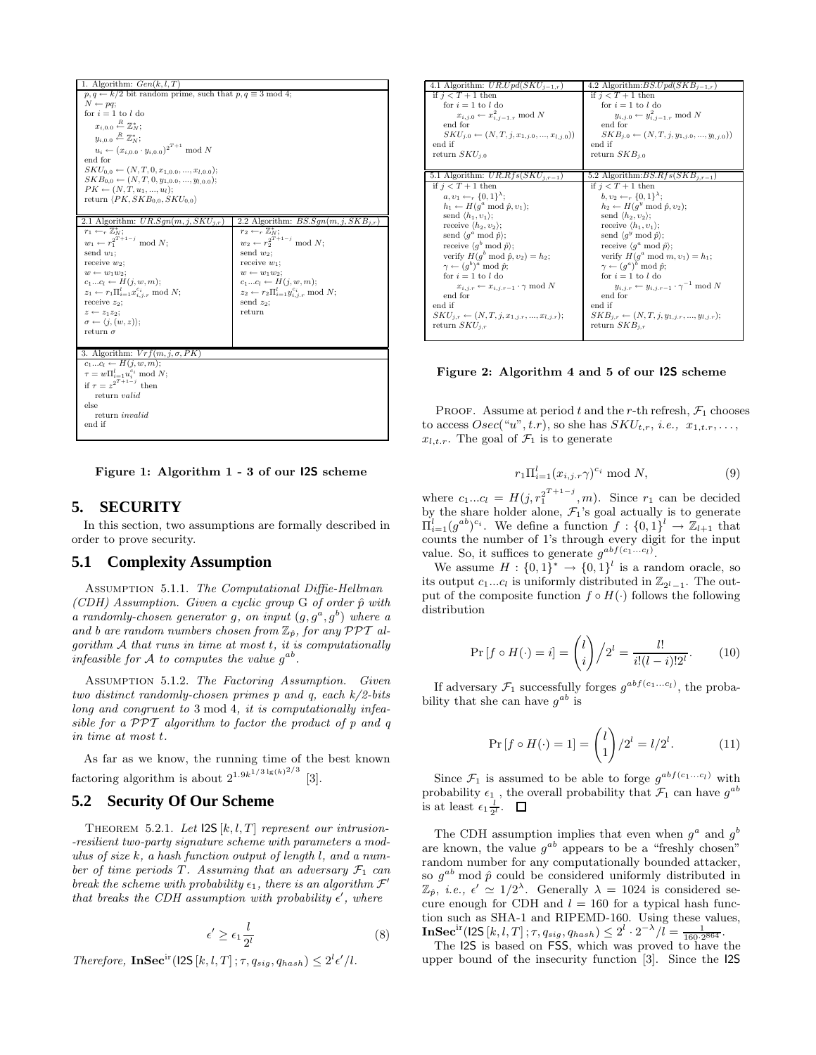```
1. Algorithm: Gen(k, l, T)
p, q ← k/2 bit random prime, such that p, q ≡ 3 mod 4;
N ← pq;
for i = 1 to l do
    x_{i,0.0} ←R Z*_N;
    y_{i,0.0} ←R Z*_N;
    u_i ← (x_{i,0.0} · y_{i,0.0})^{2^{T+1}} mod N
end for
SKU_{0,0} ← (N, T, 0, x_{1,0.0}, ..., x_{l,0.0});
SKB_{0,0} ← (N, T, 0, y_{1,0.0}, ..., y_{l,0.0});
PK ← (N, T, u_1, ..., u_l);
return ⟨PK, SKB_{0,0}, SKU_{0,0}⟩
```

```
2.1 Algorithm: UR.Sgn(m, j, SKU_{j,r})
r_1 ←_r Z*_N;
w_1 ← r_1^{2^{T+1-j}} mod N;
send w_1;
receive w_2;
w ← w_1 w_2;
c_1...c_l ← H(j, w, m);
z_1 ← r_1 Π_{i=1}^{l} x_{i,j.r}^{c_i} mod N;
receive z_2;
z ← z_1 z_2;
σ ← ⟨j, (w, z)⟩;
return σ
```

```
2.2 Algorithm: BS.Sgn(m, j, SKB_{j,r})
r_2 ←_r Z*_N;
w_2 ← r_2^{2^{T+1-j}} mod N;
send w_2;
receive w_1;
w ← w_1 w_2;
c_1...c_l ← H(j, w, m);
z_2 ← r_2 Π_{i=1}^{l} y_{i,j.r}^{c_i} mod N;
send z_2;
return
```

```
3. Algorithm: Vrf(m, j, σ, PK)
c_1...c_l ← H(j, w, m);
τ = w Π_{i=1}^{l} u_i^{c_i} mod N;
if τ = z^{2^{T+1-j}} then
    return valid
else
    return invalid
end if
```

**Figure 1: Algorithm 1 - 3 of our I2S scheme**

```
4.1 Algorithm: UR.Upd(SKU_{j-1,r})
if j < T + 1 then
    for i = 1 to l do
        x_{i,j.0} ← x_{i,j-1.r}^2 mod N
    end for
    SKU_{j.0} ← (N, T, j, x_{1,j.0}, ..., x_{l,j.0}))
end if
return SKU_{j.0}
```

```
4.2 Algorithm: BS.Upd(SKB_{j-1,r})
if j < T + 1 then
    for i = 1 to l do
        y_{i,j.0} ← y_{i,j-1.r}^2 mod N
    end for
    SKB_{j.0} ← (N, T, j, y_{1,j.0}, ..., y_{l,j.0}))
end if
return SKB_{j.0}
```

```
5.1 Algorithm: UR.Rfs(SKU_{j,r-1})
if j < T + 1 then
    a, v_1 ←_r {0,1}^λ;
    h_1 ← H(g^a mod p̂, v_1);
    send ⟨h_1, v_1⟩;
    receive ⟨h_2, v_2⟩;
    send ⟨g^a mod p̂⟩;
    receive ⟨g^b mod p̂⟩;
    verify H(g^b mod p̂, v_2) = h_2;
    γ ← (g^b)^a mod p̂;
    for i = 1 to l do
        x_{i,j.r} ← x_{i,j.r-1} · γ mod N
    end for
end if
SKU_{j,r} ← (N, T, j, x_{1,j.r}, ..., x_{l,j.r});
return SKU_{j,r}
```

```
5.2 Algorithm: BS.Rfs(SKB_{j,r-1})
if j < T + 1 then
    b, v_2 ←_r {0,1}^λ;
    h_2 ← H(g^y mod p̂, v_2);
    send ⟨h_2, v_2⟩;
    receive ⟨h_1, v_1⟩;
    send ⟨g^y mod p̂⟩;
    receive ⟨g^a mod p̂⟩;
    verify H(g^a mod m, v_1) = h_1;
    γ ← (g^a)^b mod p̂;
    for i = 1 to l do
        y_{i,j.r} ← y_{i,j.r-1} · γ^{-1} mod N
    end for
end if
SKB_{j,r} ← (N, T, j, y_{1,j.r}, ..., y_{l,j.r});
return SKB_{j,r}
```

**Figure 2: Algorithm 4 and 5 of our I2S scheme**

## 5. SECURITY

In this section, two assumptions are formally described in order to prove security.

### 5.1 Complexity Assumption

Assumption 5.1.1. *The Computational Diffie-Hellman (CDH) Assumption. Given a cyclic group* G *of order* $\hat{p}$ *with a randomly-chosen generator* $g$*, on input* $(g, g^a, g^b)$ *where* $a$ *and* $b$ *are random numbers chosen from* $\mathbb{Z}_{\hat{p}}$*, for any* $\mathcal{PPT}$ *algorithm* $\mathcal{A}$ *that runs in time at most* $t$*, it is computationally infeasible for* $\mathcal{A}$ *to computes the value* $g^{ab}$*.*

Assumption 5.1.2. *The Factoring Assumption. Given two distinct randomly-chosen primes* $p$ *and* $q$*, each* $k/2$*-bits long and congruent to* 3 mod 4*, it is computationally infeasible for a* $\mathcal{PPT}$ *algorithm to factor the product of* $p$ *and* $q$ *in time at most* $t$*.*

As far as we know, the running time of the best known factoring algorithm is about $2^{1.9k^{1/3}\lg(k)^{2/3}}$ [3].

### 5.2 Security Of Our Scheme

Theorem 5.2.1. *Let* $\mathsf{I2S}[k, l, T]$ *represent our intrusion--resilient two-party signature scheme with parameters a modulus of size* $k$*, a hash function output of length* $l$*, and a number of time periods* $T$*. Assuming that an adversary* $\mathcal{F}_1$ *can break the scheme with probability* $\epsilon_1$*, there is an algorithm* $\mathcal{F}'$ *that breaks the CDH assumption with probability* $\epsilon'$*, where*

$$\epsilon' \geq \epsilon_1 \frac{l}{2^l} \tag{8}$$

*Therefore,* $\mathbf{InSec}^{\mathrm{ir}}(\mathsf{I2S}[k, l, T]; \tau, q_{sig}, q_{hash}) \leq 2^l \epsilon'/l$*.*

Proof. Assume at period $t$ and the $r$-th refresh, $\mathcal{F}_1$ chooses to access $Osec(\text{"}u\text{"}, t.r)$, so she has $SKU_{t,r}$, *i.e.,* $x_{1,t.r}, \ldots, x_{l,t.r}$. The goal of $\mathcal{F}_1$ is to generate

$$r_1 \Pi_{i=1}^{l} (x_{i,j.r}\gamma)^{c_i} \bmod N, \tag{9}$$

where $c_1...c_l = H(j, r_1^{2^{T+1-j}}, m)$. Since $r_1$ can be decided by the share holder alone, $\mathcal{F}_1$'s goal actually is to generate $\Pi_{i=1}^{l}(g^{ab})^{c_i}$. We define a function $f: \{0,1\}^l \to \mathbb{Z}_{l+1}$ that counts the number of 1's through every digit for the input value. So, it suffices to generate $g^{abf(c_1...c_l)}$.

We assume $H: \{0,1\}^* \to \{0,1\}^l$ is a random oracle, so its output $c_1...c_l$ is uniformly distributed in $\mathbb{Z}_{2^l-1}$. The output of the composite function $f \circ H(\cdot)$ follows the following distribution

$$\Pr[f \circ H(\cdot) = i] = \binom{l}{i} \Big/ 2^l = \frac{l!}{i!(l-i)!2^l}. \tag{10}$$

If adversary $\mathcal{F}_1$ successfully forges $g^{abf(c_1...c_l)}$, the probability that she can have $g^{ab}$ is

$$\Pr[f \circ H(\cdot) = 1] = \binom{l}{1} / 2^l = l/2^l. \tag{11}$$

Since $\mathcal{F}_1$ is assumed to be able to forge $g^{abf(c_1...c_l)}$ with probability $\epsilon_1$, the overall probability that $\mathcal{F}_1$ can have $g^{ab}$ is at least $\epsilon_1 \frac{l}{2^l}$. $\square$

The CDH assumption implies that even when $g^a$ and $g^b$ are known, the value $g^{ab}$ appears to be a "freshly chosen" random number for any computationally bounded attacker, so $g^{ab} \bmod \hat{p}$ could be considered uniformly distributed in $\mathbb{Z}_{\hat{p}}$, *i.e.,* $\epsilon' \simeq 1/2^\lambda$. Generally $\lambda = 1024$ is considered secure enough for CDH and $l = 160$ for a typical hash function such as SHA-1 and RIPEMD-160. Using these values, $\mathbf{InSec}^{\mathrm{ir}}(\mathsf{I2S}[k, l, T]; \tau, q_{sig}, q_{hash}) \leq 2^l \cdot 2^{-\lambda}/l = \frac{1}{160 \cdot 2^{864}}$.

The I2S is based on FSS, which was proved to have the upper bound of the insecurity function [3]. Since the I2S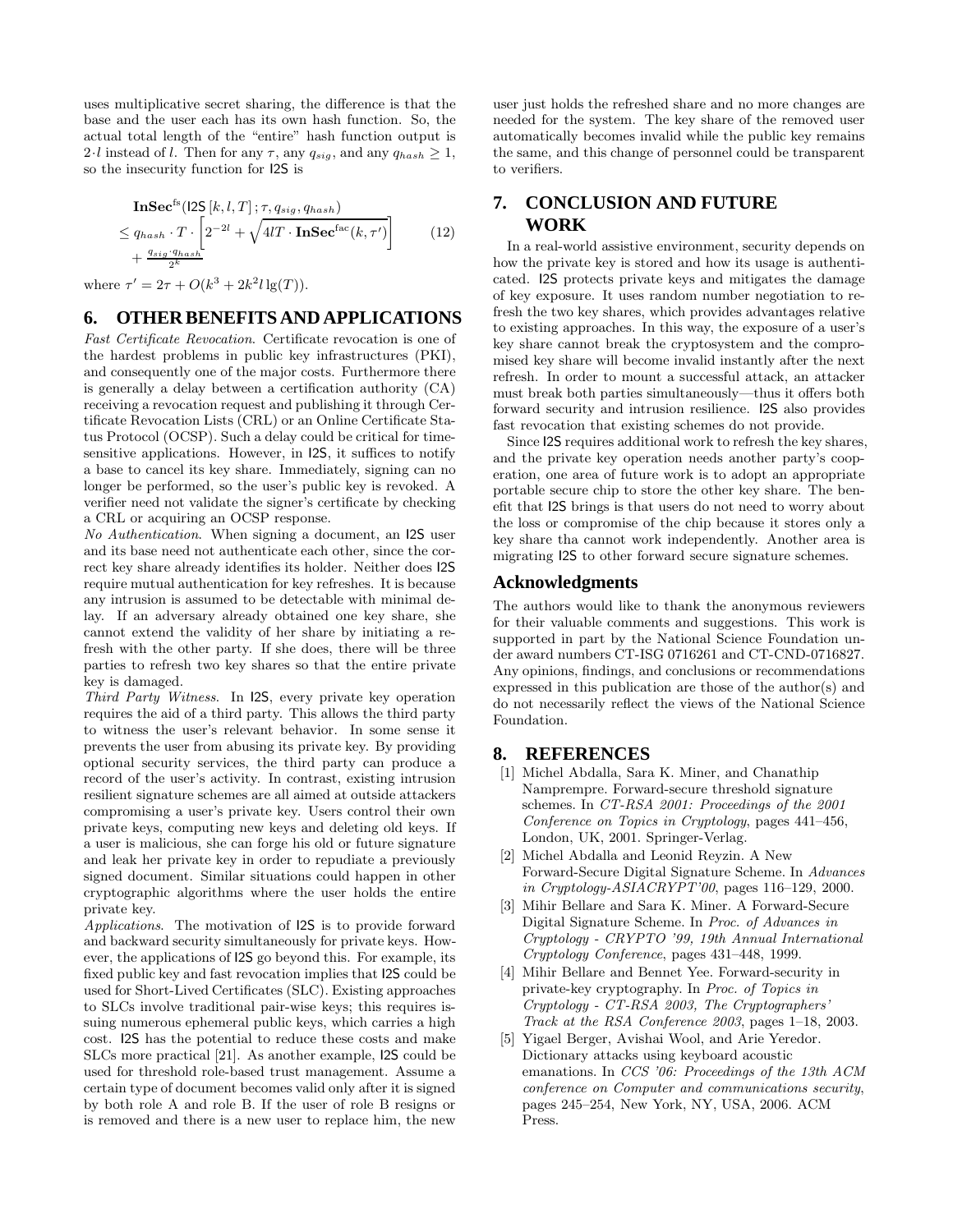uses multiplicative secret sharing, the difference is that the base and the user each has its own hash function. So, the actual total length of the "entire" hash function output is $2 \cdot l$ instead of $l$. Then for any $\tau$, any $q_{sig}$, and any $q_{hash} \geq 1$, so the insecurity function for I2S is

$$\begin{aligned} &\mathbf{InSec}^{\mathrm{fs}}(\mathsf{I2S}\,[k, l, T]\,; \tau, q_{sig}, q_{hash}) \\ &\leq q_{hash} \cdot T \cdot \left[ 2^{-2l} + \sqrt{4lT \cdot \mathbf{InSec}^{\mathrm{fac}}(k, \tau')} \right] \\ &+ \frac{q_{sig} \cdot q_{hash}}{2^k} \end{aligned} \tag{12}$$

where $\tau' = 2\tau + O(k^3 + 2k^2 l \lg(T))$.

## 6. OTHER BENEFITS AND APPLICATIONS

*Fast Certificate Revocation*. Certificate revocation is one of the hardest problems in public key infrastructures (PKI), and consequently one of the major costs. Furthermore there is generally a delay between a certification authority (CA) receiving a revocation request and publishing it through Certificate Revocation Lists (CRL) or an Online Certificate Status Protocol (OCSP). Such a delay could be critical for time-sensitive applications. However, in I2S, it suffices to notify a base to cancel its key share. Immediately, signing can no longer be performed, so the user's public key is revoked. A verifier need not validate the signer's certificate by checking a CRL or acquiring an OCSP response.

*No Authentication*. When signing a document, an I2S user and its base need not authenticate each other, since the correct key share already identifies its holder. Neither does I2S require mutual authentication for key refreshes. It is because any intrusion is assumed to be detectable with minimal delay. If an adversary already obtained one key share, she cannot extend the validity of her share by initiating a refresh with the other party. If she does, there will be three parties to refresh two key shares so that the entire private key is damaged.

*Third Party Witness*. In I2S, every private key operation requires the aid of a third party. This allows the third party to witness the user's relevant behavior. In some sense it prevents the user from abusing its private key. By providing optional security services, the third party can produce a record of the user's activity. In contrast, existing intrusion resilient signature schemes are all aimed at outside attackers compromising a user's private key. Users control their own private keys, computing new keys and deleting old keys. If a user is malicious, she can forge his old or future signature and leak her private key in order to repudiate a previously signed document. Similar situations could happen in other cryptographic algorithms where the user holds the entire private key.

*Applications*. The motivation of I2S is to provide forward and backward security simultaneously for private keys. However, the applications of I2S go beyond this. For example, its fixed public key and fast revocation implies that I2S could be used for Short-Lived Certificates (SLC). Existing approaches to SLCs involve traditional pair-wise keys; this requires issuing numerous ephemeral public keys, which carries a high cost. I2S has the potential to reduce these costs and make SLCs more practical [21]. As another example, I2S could be used for threshold role-based trust management. Assume a certain type of document becomes valid only after it is signed by both role A and role B. If the user of role B resigns or is removed and there is a new user to replace him, the new user just holds the refreshed share and no more changes are needed for the system. The key share of the removed user automatically becomes invalid while the public key remains the same, and this change of personnel could be transparent to verifiers.

## 7. CONCLUSION AND FUTURE WORK

In a real-world assistive environment, security depends on how the private key is stored and how its usage is authenticated. I2S protects private keys and mitigates the damage of key exposure. It uses random number negotiation to refresh the two key shares, which provides advantages relative to existing approaches. In this way, the exposure of a user's key share cannot break the cryptosystem and the compromised key share will become invalid instantly after the next refresh. In order to mount a successful attack, an attacker must break both parties simultaneously—thus it offers both forward security and intrusion resilience. I2S also provides fast revocation that existing schemes do not provide.

Since I2S requires additional work to refresh the key shares, and the private key operation needs another party's cooperation, one area of future work is to adopt an appropriate portable secure chip to store the other key share. The benefit that I2S brings is that users do not need to worry about the loss or compromise of the chip because it stores only a key share tha cannot work independently. Another area is migrating I2S to other forward secure signature schemes.

## Acknowledgments

The authors would like to thank the anonymous reviewers for their valuable comments and suggestions. This work is supported in part by the National Science Foundation under award numbers CT-ISG 0716261 and CT-CND-0716827. Any opinions, findings, and conclusions or recommendations expressed in this publication are those of the author(s) and do not necessarily reflect the views of the National Science Foundation.

## 8. REFERENCES

[1] Michel Abdalla, Sara K. Miner, and Chanathip Namprempre. Forward-secure threshold signature schemes. In *CT-RSA 2001: Proceedings of the 2001 Conference on Topics in Cryptology*, pages 441–456, London, UK, 2001. Springer-Verlag.

[2] Michel Abdalla and Leonid Reyzin. A New Forward-Secure Digital Signature Scheme. In *Advances in Cryptology-ASIACRYPT'00*, pages 116–129, 2000.

[3] Mihir Bellare and Sara K. Miner. A Forward-Secure Digital Signature Scheme. In *Proc. of Advances in Cryptology - CRYPTO '99, 19th Annual International Cryptology Conference*, pages 431–448, 1999.

[4] Mihir Bellare and Bennet Yee. Forward-security in private-key cryptography. In *Proc. of Topics in Cryptology - CT-RSA 2003, The Cryptographers' Track at the RSA Conference 2003*, pages 1–18, 2003.

[5] Yigael Berger, Avishai Wool, and Arie Yeredor. Dictionary attacks using keyboard acoustic emanations. In *CCS '06: Proceedings of the 13th ACM conference on Computer and communications security*, pages 245–254, New York, NY, USA, 2006. ACM Press.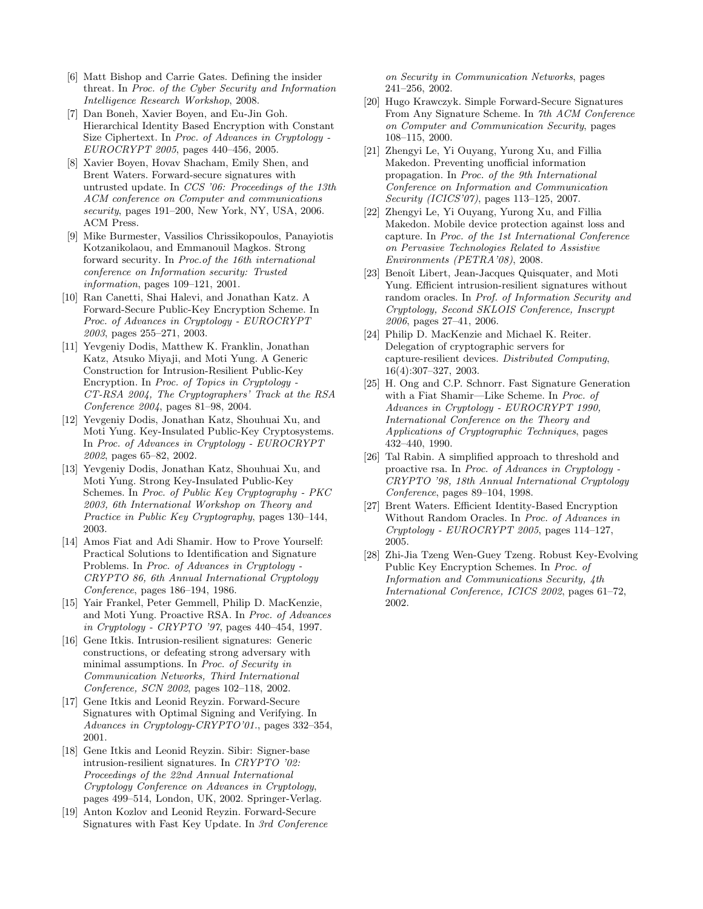[6] Matt Bishop and Carrie Gates. Defining the insider threat. In *Proc. of the Cyber Security and Information Intelligence Research Workshop*, 2008.

[7] Dan Boneh, Xavier Boyen, and Eu-Jin Goh. Hierarchical Identity Based Encryption with Constant Size Ciphertext. In *Proc. of Advances in Cryptology - EUROCRYPT 2005*, pages 440–456, 2005.

[8] Xavier Boyen, Hovav Shacham, Emily Shen, and Brent Waters. Forward-secure signatures with untrusted update. In *CCS '06: Proceedings of the 13th ACM conference on Computer and communications security*, pages 191–200, New York, NY, USA, 2006. ACM Press.

[9] Mike Burmester, Vassilios Chrissikopoulos, Panayiotis Kotzanikolaou, and Emmanouil Magkos. Strong forward security. In *Proc.of the 16th international conference on Information security: Trusted information*, pages 109–121, 2001.

[10] Ran Canetti, Shai Halevi, and Jonathan Katz. A Forward-Secure Public-Key Encryption Scheme. In *Proc. of Advances in Cryptology - EUROCRYPT 2003*, pages 255–271, 2003.

[11] Yevgeniy Dodis, Matthew K. Franklin, Jonathan Katz, Atsuko Miyaji, and Moti Yung. A Generic Construction for Intrusion-Resilient Public-Key Encryption. In *Proc. of Topics in Cryptology - CT-RSA 2004, The Cryptographers' Track at the RSA Conference 2004*, pages 81–98, 2004.

[12] Yevgeniy Dodis, Jonathan Katz, Shouhuai Xu, and Moti Yung. Key-Insulated Public-Key Cryptosystems. In *Proc. of Advances in Cryptology - EUROCRYPT 2002*, pages 65–82, 2002.

[13] Yevgeniy Dodis, Jonathan Katz, Shouhuai Xu, and Moti Yung. Strong Key-Insulated Public-Key Schemes. In *Proc. of Public Key Cryptography - PKC 2003, 6th International Workshop on Theory and Practice in Public Key Cryptography*, pages 130–144, 2003.

[14] Amos Fiat and Adi Shamir. How to Prove Yourself: Practical Solutions to Identification and Signature Problems. In *Proc. of Advances in Cryptology - CRYPTO 86, 6th Annual International Cryptology Conference*, pages 186–194, 1986.

[15] Yair Frankel, Peter Gemmell, Philip D. MacKenzie, and Moti Yung. Proactive RSA. In *Proc. of Advances in Cryptology - CRYPTO '97*, pages 440–454, 1997.

[16] Gene Itkis. Intrusion-resilient signatures: Generic constructions, or defeating strong adversary with minimal assumptions. In *Proc. of Security in Communication Networks, Third International Conference, SCN 2002*, pages 102–118, 2002.

[17] Gene Itkis and Leonid Reyzin. Forward-Secure Signatures with Optimal Signing and Verifying. In *Advances in Cryptology-CRYPTO'01.*, pages 332–354, 2001.

[18] Gene Itkis and Leonid Reyzin. Sibir: Signer-base intrusion-resilient signatures. In *CRYPTO '02: Proceedings of the 22nd Annual International Cryptology Conference on Advances in Cryptology*, pages 499–514, London, UK, 2002. Springer-Verlag.

[19] Anton Kozlov and Leonid Reyzin. Forward-Secure Signatures with Fast Key Update. In *3rd Conference on Security in Communication Networks*, pages 241–256, 2002.

[20] Hugo Krawczyk. Simple Forward-Secure Signatures From Any Signature Scheme. In *7th ACM Conference on Computer and Communication Security*, pages 108–115, 2000.

[21] Zhengyi Le, Yi Ouyang, Yurong Xu, and Fillia Makedon. Preventing unofficial information propagation. In *Proc. of the 9th International Conference on Information and Communication Security (ICICS'07)*, pages 113–125, 2007.

[22] Zhengyi Le, Yi Ouyang, Yurong Xu, and Fillia Makedon. Mobile device protection against loss and capture. In *Proc. of the 1st International Conference on Pervasive Technologies Related to Assistive Environments (PETRA'08)*, 2008.

[23] Benoît Libert, Jean-Jacques Quisquater, and Moti Yung. Efficient intrusion-resilient signatures without random oracles. In *Prof. of Information Security and Cryptology, Second SKLOIS Conference, Inscrypt 2006*, pages 27–41, 2006.

[24] Philip D. MacKenzie and Michael K. Reiter. Delegation of cryptographic servers for capture-resilient devices. *Distributed Computing*, 16(4):307–327, 2003.

[25] H. Ong and C.P. Schnorr. Fast Signature Generation with a Fiat Shamir—Like Scheme. In *Proc. of Advances in Cryptology - EUROCRYPT 1990, International Conference on the Theory and Applications of Cryptographic Techniques*, pages 432–440, 1990.

[26] Tal Rabin. A simplified approach to threshold and proactive rsa. In *Proc. of Advances in Cryptology - CRYPTO '98, 18th Annual International Cryptology Conference*, pages 89–104, 1998.

[27] Brent Waters. Efficient Identity-Based Encryption Without Random Oracles. In *Proc. of Advances in Cryptology - EUROCRYPT 2005*, pages 114–127, 2005.

[28] Zhi-Jia Tzeng Wen-Guey Tzeng. Robust Key-Evolving Public Key Encryption Schemes. In *Proc. of Information and Communications Security, 4th International Conference, ICICS 2002*, pages 61–72, 2002.